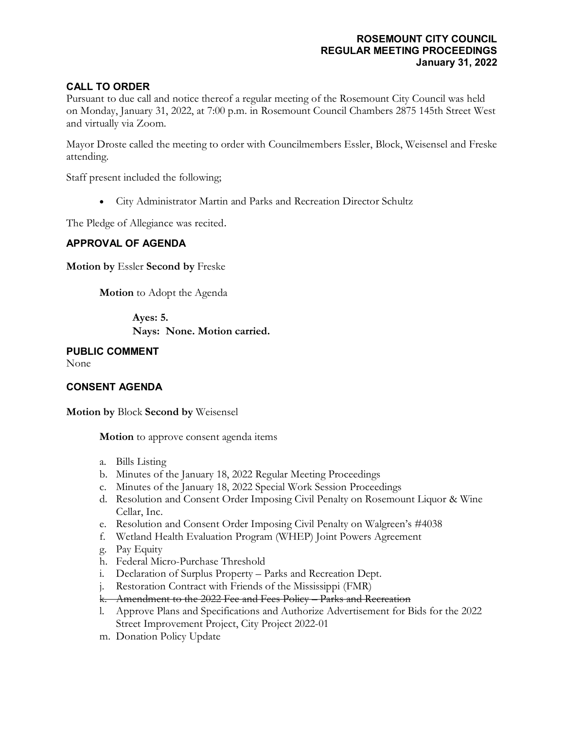**ROSEMOUNT CITY COUNCIL**
**REGULAR MEETING PROCEEDINGS**
**January 31, 2022**

## CALL TO ORDER

Pursuant to due call and notice thereof a regular meeting of the Rosemount City Council was held on Monday, January 31, 2022, at 7:00 p.m. in Rosemount Council Chambers 2875 145th Street West and virtually via Zoom.

Mayor Droste called the meeting to order with Councilmembers Essler, Block, Weisensel and Freske attending.

Staff present included the following;

- City Administrator Martin and Parks and Recreation Director Schultz

The Pledge of Allegiance was recited.

## APPROVAL OF AGENDA

**Motion by** Essler **Second by** Freske

**Motion** to Adopt the Agenda

**Ayes: 5.**
**Nays: None. Motion carried.**

## PUBLIC COMMENT

None

## CONSENT AGENDA

**Motion by** Block **Second by** Weisensel

**Motion** to approve consent agenda items

a. Bills Listing
b. Minutes of the January 18, 2022 Regular Meeting Proceedings
c. Minutes of the January 18, 2022 Special Work Session Proceedings
d. Resolution and Consent Order Imposing Civil Penalty on Rosemount Liquor & Wine Cellar, Inc.
e. Resolution and Consent Order Imposing Civil Penalty on Walgreen's #4038
f. Wetland Health Evaluation Program (WHEP) Joint Powers Agreement
g. Pay Equity
h. Federal Micro-Purchase Threshold
i. Declaration of Surplus Property – Parks and Recreation Dept.
j. Restoration Contract with Friends of the Mississippi (FMR)
k. ~~Amendment to the 2022 Fee and Fees Policy – Parks and Recreation~~
l. Approve Plans and Specifications and Authorize Advertisement for Bids for the 2022 Street Improvement Project, City Project 2022-01
m. Donation Policy Update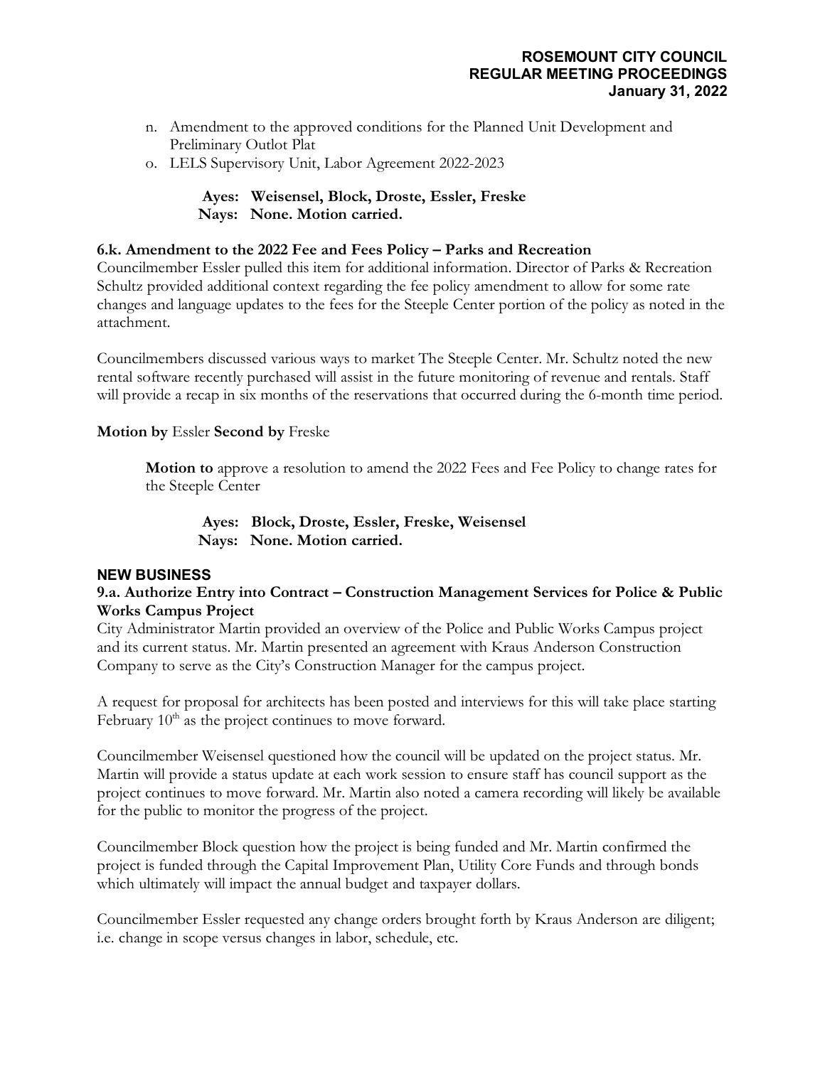n. Amendment to the approved conditions for the Planned Unit Development and Preliminary Outlot Plat
o. LELS Supervisory Unit, Labor Agreement 2022-2023

**Ayes: Weisensel, Block, Droste, Essler, Freske**
**Nays: None. Motion carried.**

**6.k. Amendment to the 2022 Fee and Fees Policy – Parks and Recreation**
Councilmember Essler pulled this item for additional information. Director of Parks & Recreation Schultz provided additional context regarding the fee policy amendment to allow for some rate changes and language updates to the fees for the Steeple Center portion of the policy as noted in the attachment.

Councilmembers discussed various ways to market The Steeple Center. Mr. Schultz noted the new rental software recently purchased will assist in the future monitoring of revenue and rentals. Staff will provide a recap in six months of the reservations that occurred during the 6-month time period.

**Motion by** Essler **Second by** Freske

**Motion to** approve a resolution to amend the 2022 Fees and Fee Policy to change rates for the Steeple Center

**Ayes: Block, Droste, Essler, Freske, Weisensel**
**Nays: None. Motion carried.**

## NEW BUSINESS

**9.a. Authorize Entry into Contract – Construction Management Services for Police & Public Works Campus Project**
City Administrator Martin provided an overview of the Police and Public Works Campus project and its current status. Mr. Martin presented an agreement with Kraus Anderson Construction Company to serve as the City's Construction Manager for the campus project.

A request for proposal for architects has been posted and interviews for this will take place starting February 10th as the project continues to move forward.

Councilmember Weisensel questioned how the council will be updated on the project status. Mr. Martin will provide a status update at each work session to ensure staff has council support as the project continues to move forward. Mr. Martin also noted a camera recording will likely be available for the public to monitor the progress of the project.

Councilmember Block question how the project is being funded and Mr. Martin confirmed the project is funded through the Capital Improvement Plan, Utility Core Funds and through bonds which ultimately will impact the annual budget and taxpayer dollars.

Councilmember Essler requested any change orders brought forth by Kraus Anderson are diligent; i.e. change in scope versus changes in labor, schedule, etc.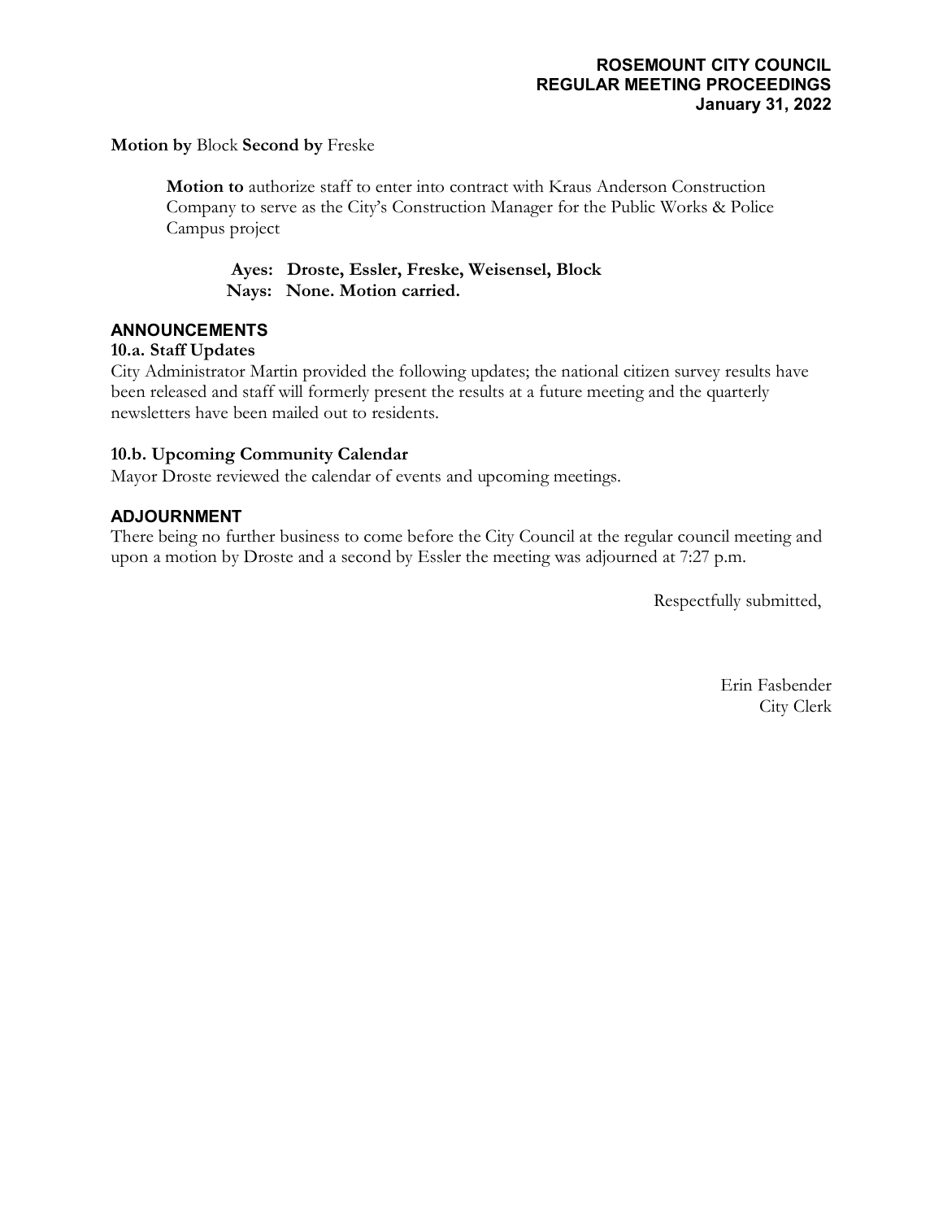**Motion by** Block **Second by** Freske

> **Motion to** authorize staff to enter into contract with Kraus Anderson Construction Company to serve as the City's Construction Manager for the Public Works & Police Campus project
>
> **Ayes: Droste, Essler, Freske, Weisensel, Block**
> **Nays: None. Motion carried.**

## ANNOUNCEMENTS

### 10.a. Staff Updates

City Administrator Martin provided the following updates; the national citizen survey results have been released and staff will formerly present the results at a future meeting and the quarterly newsletters have been mailed out to residents.

### 10.b. Upcoming Community Calendar

Mayor Droste reviewed the calendar of events and upcoming meetings.

## ADJOURNMENT

There being no further business to come before the City Council at the regular council meeting and upon a motion by Droste and a second by Essler the meeting was adjourned at 7:27 p.m.

Respectfully submitted,

Erin Fasbender
City Clerk